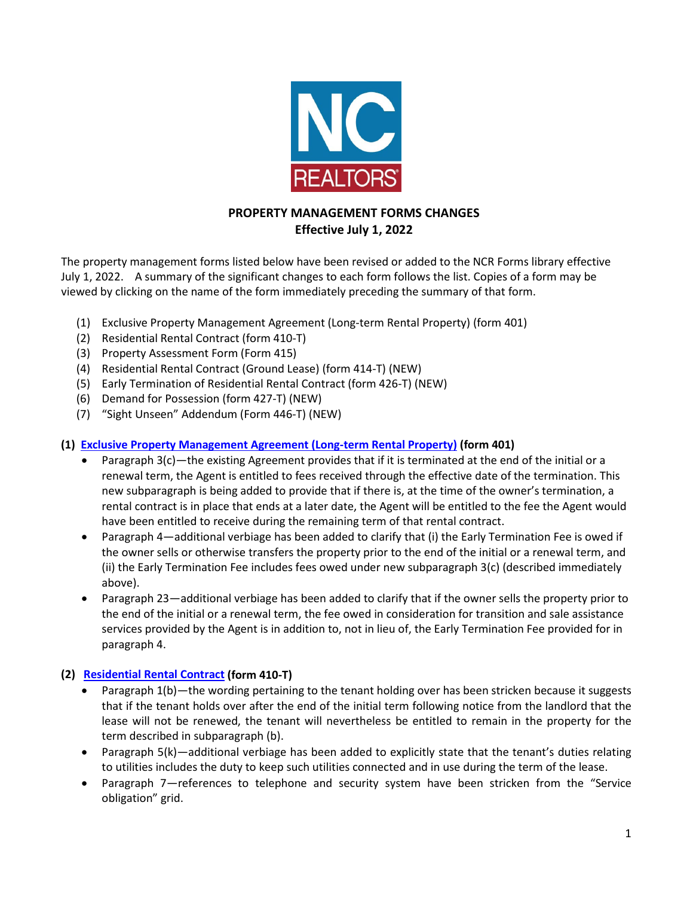# PROPERTY MANAGEMENT FORMS CHANGES
## Effective July 1, 2022

The property management forms listed below have been revised or added to the NCR Forms library effective July 1, 2022. A summary of the significant changes to each form follows the list. Copies of a form may be viewed by clicking on the name of the form immediately preceding the summary of that form.

(1) Exclusive Property Management Agreement (Long-term Rental Property) (form 401)
(2) Residential Rental Contract (form 410-T)
(3) Property Assessment Form (Form 415)
(4) Residential Rental Contract (Ground Lease) (form 414-T) (NEW)
(5) Early Termination of Residential Rental Contract (form 426-T) (NEW)
(6) Demand for Possession (form 427-T) (NEW)
(7) "Sight Unseen" Addendum (Form 446-T) (NEW)

**(1) Exclusive Property Management Agreement (Long-term Rental Property) (form 401)**

- Paragraph 3(c)—the existing Agreement provides that if it is terminated at the end of the initial or a renewal term, the Agent is entitled to fees received through the effective date of the termination. This new subparagraph is being added to provide that if there is, at the time of the owner's termination, a rental contract is in place that ends at a later date, the Agent will be entitled to the fee the Agent would have been entitled to receive during the remaining term of that rental contract.
- Paragraph 4—additional verbiage has been added to clarify that (i) the Early Termination Fee is owed if the owner sells or otherwise transfers the property prior to the end of the initial or a renewal term, and (ii) the Early Termination Fee includes fees owed under new subparagraph 3(c) (described immediately above).
- Paragraph 23—additional verbiage has been added to clarify that if the owner sells the property prior to the end of the initial or a renewal term, the fee owed in consideration for transition and sale assistance services provided by the Agent is in addition to, not in lieu of, the Early Termination Fee provided for in paragraph 4.

**(2) Residential Rental Contract (form 410-T)**

- Paragraph 1(b)—the wording pertaining to the tenant holding over has been stricken because it suggests that if the tenant holds over after the end of the initial term following notice from the landlord that the lease will not be renewed, the tenant will nevertheless be entitled to remain in the property for the term described in subparagraph (b).
- Paragraph 5(k)—additional verbiage has been added to explicitly state that the tenant's duties relating to utilities includes the duty to keep such utilities connected and in use during the term of the lease.
- Paragraph 7—references to telephone and security system have been stricken from the "Service obligation" grid.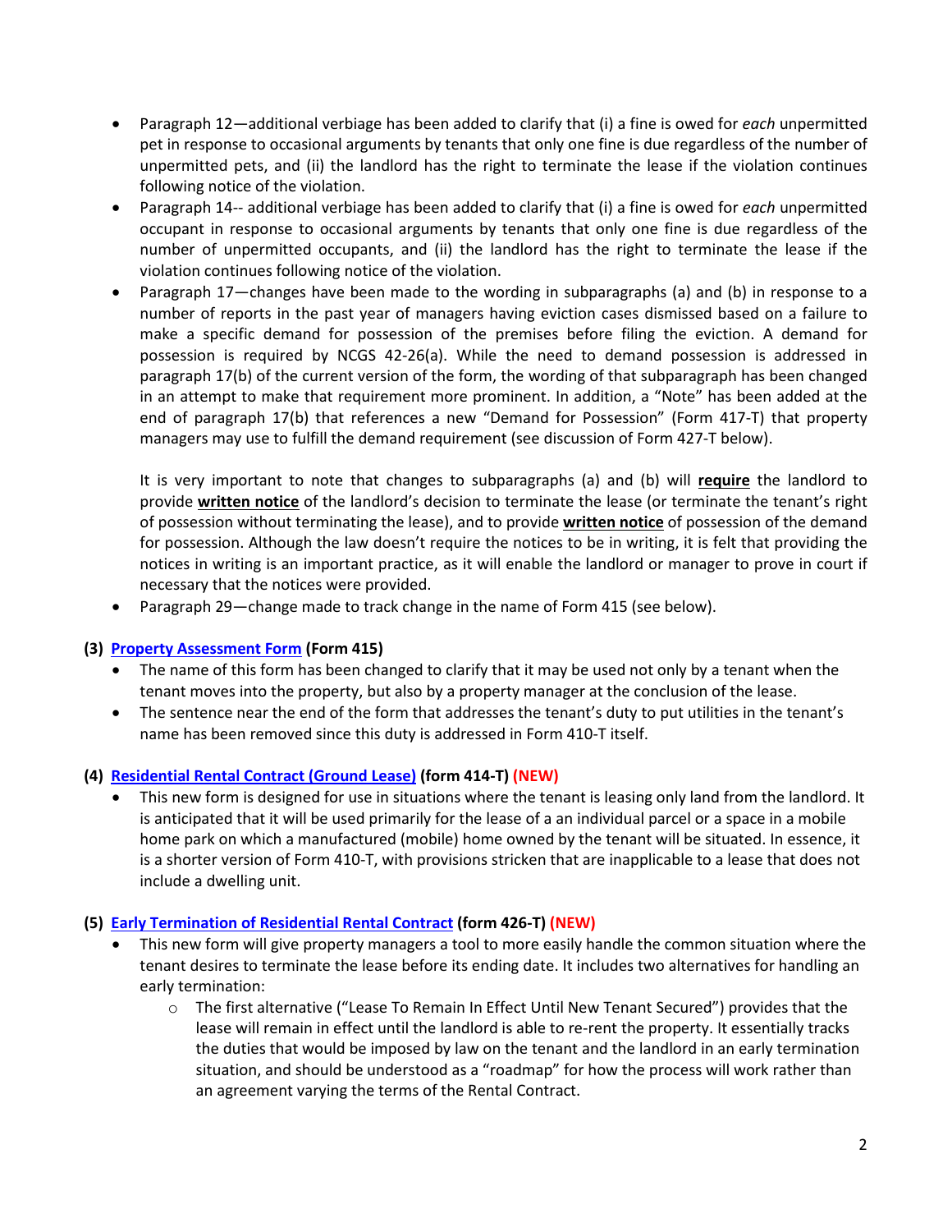- Paragraph 12—additional verbiage has been added to clarify that (i) a fine is owed for *each* unpermitted pet in response to occasional arguments by tenants that only one fine is due regardless of the number of unpermitted pets, and (ii) the landlord has the right to terminate the lease if the violation continues following notice of the violation.
- Paragraph 14-- additional verbiage has been added to clarify that (i) a fine is owed for *each* unpermitted occupant in response to occasional arguments by tenants that only one fine is due regardless of the number of unpermitted occupants, and (ii) the landlord has the right to terminate the lease if the violation continues following notice of the violation.
- Paragraph 17—changes have been made to the wording in subparagraphs (a) and (b) in response to a number of reports in the past year of managers having eviction cases dismissed based on a failure to make a specific demand for possession of the premises before filing the eviction. A demand for possession is required by NCGS 42-26(a). While the need to demand possession is addressed in paragraph 17(b) of the current version of the form, the wording of that subparagraph has been changed in an attempt to make that requirement more prominent. In addition, a "Note" has been added at the end of paragraph 17(b) that references a new "Demand for Possession" (Form 417-T) that property managers may use to fulfill the demand requirement (see discussion of Form 427-T below).

  It is very important to note that changes to subparagraphs (a) and (b) will **require** the landlord to provide **written notice** of the landlord's decision to terminate the lease (or terminate the tenant's right of possession without terminating the lease), and to provide **written notice** of possession of the demand for possession. Although the law doesn't require the notices to be in writing, it is felt that providing the notices in writing is an important practice, as it will enable the landlord or manager to prove in court if necessary that the notices were provided.
- Paragraph 29—change made to track change in the name of Form 415 (see below).

**(3) Property Assessment Form (Form 415)**

- The name of this form has been changed to clarify that it may be used not only by a tenant when the tenant moves into the property, but also by a property manager at the conclusion of the lease.
- The sentence near the end of the form that addresses the tenant's duty to put utilities in the tenant's name has been removed since this duty is addressed in Form 410-T itself.

**(4) Residential Rental Contract (Ground Lease) (form 414-T) (NEW)**

- This new form is designed for use in situations where the tenant is leasing only land from the landlord. It is anticipated that it will be used primarily for the lease of a an individual parcel or a space in a mobile home park on which a manufactured (mobile) home owned by the tenant will be situated. In essence, it is a shorter version of Form 410-T, with provisions stricken that are inapplicable to a lease that does not include a dwelling unit.

**(5) Early Termination of Residential Rental Contract (form 426-T) (NEW)**

- This new form will give property managers a tool to more easily handle the common situation where the tenant desires to terminate the lease before its ending date. It includes two alternatives for handling an early termination:
  - The first alternative ("Lease To Remain In Effect Until New Tenant Secured") provides that the lease will remain in effect until the landlord is able to re-rent the property. It essentially tracks the duties that would be imposed by law on the tenant and the landlord in an early termination situation, and should be understood as a "roadmap" for how the process will work rather than an agreement varying the terms of the Rental Contract.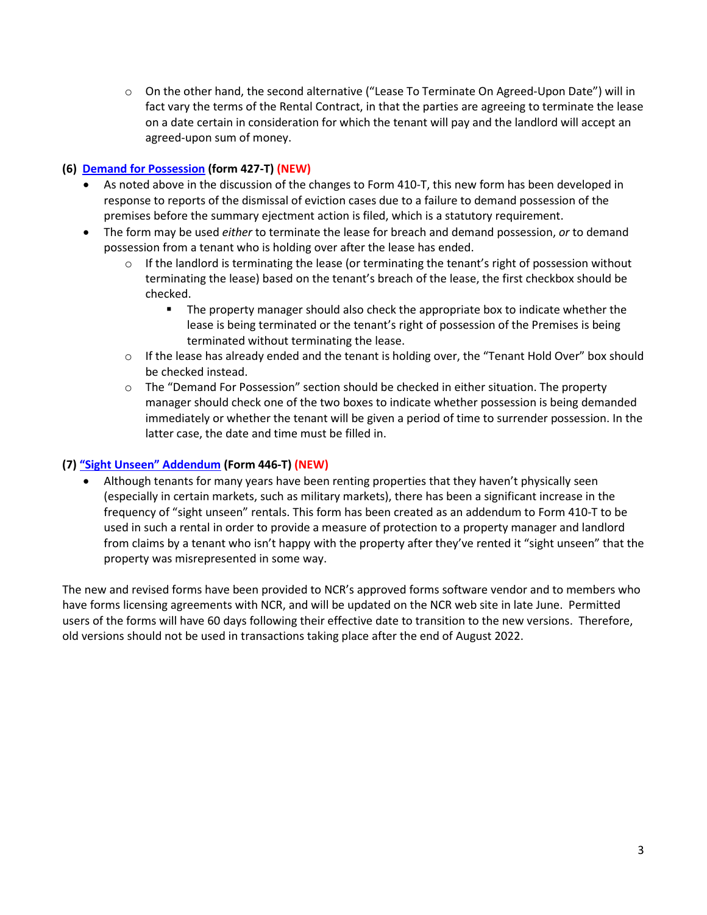- On the other hand, the second alternative ("Lease To Terminate On Agreed-Upon Date") will in fact vary the terms of the Rental Contract, in that the parties are agreeing to terminate the lease on a date certain in consideration for which the tenant will pay and the landlord will accept an agreed-upon sum of money.

**(6) Demand for Possession (form 427-T) (NEW)**

- As noted above in the discussion of the changes to Form 410-T, this new form has been developed in response to reports of the dismissal of eviction cases due to a failure to demand possession of the premises before the summary ejectment action is filed, which is a statutory requirement.
- The form may be used *either* to terminate the lease for breach and demand possession, *or* to demand possession from a tenant who is holding over after the lease has ended.
  - If the landlord is terminating the lease (or terminating the tenant's right of possession without terminating the lease) based on the tenant's breach of the lease, the first checkbox should be checked.
    - The property manager should also check the appropriate box to indicate whether the lease is being terminated or the tenant's right of possession of the Premises is being terminated without terminating the lease.
  - If the lease has already ended and the tenant is holding over, the "Tenant Hold Over" box should be checked instead.
  - The "Demand For Possession" section should be checked in either situation. The property manager should check one of the two boxes to indicate whether possession is being demanded immediately or whether the tenant will be given a period of time to surrender possession. In the latter case, the date and time must be filled in.

**(7) "Sight Unseen" Addendum (Form 446-T) (NEW)**

- Although tenants for many years have been renting properties that they haven't physically seen (especially in certain markets, such as military markets), there has been a significant increase in the frequency of "sight unseen" rentals. This form has been created as an addendum to Form 410-T to be used in such a rental in order to provide a measure of protection to a property manager and landlord from claims by a tenant who isn't happy with the property after they've rented it "sight unseen" that the property was misrepresented in some way.

The new and revised forms have been provided to NCR's approved forms software vendor and to members who have forms licensing agreements with NCR, and will be updated on the NCR web site in late June. Permitted users of the forms will have 60 days following their effective date to transition to the new versions. Therefore, old versions should not be used in transactions taking place after the end of August 2022.